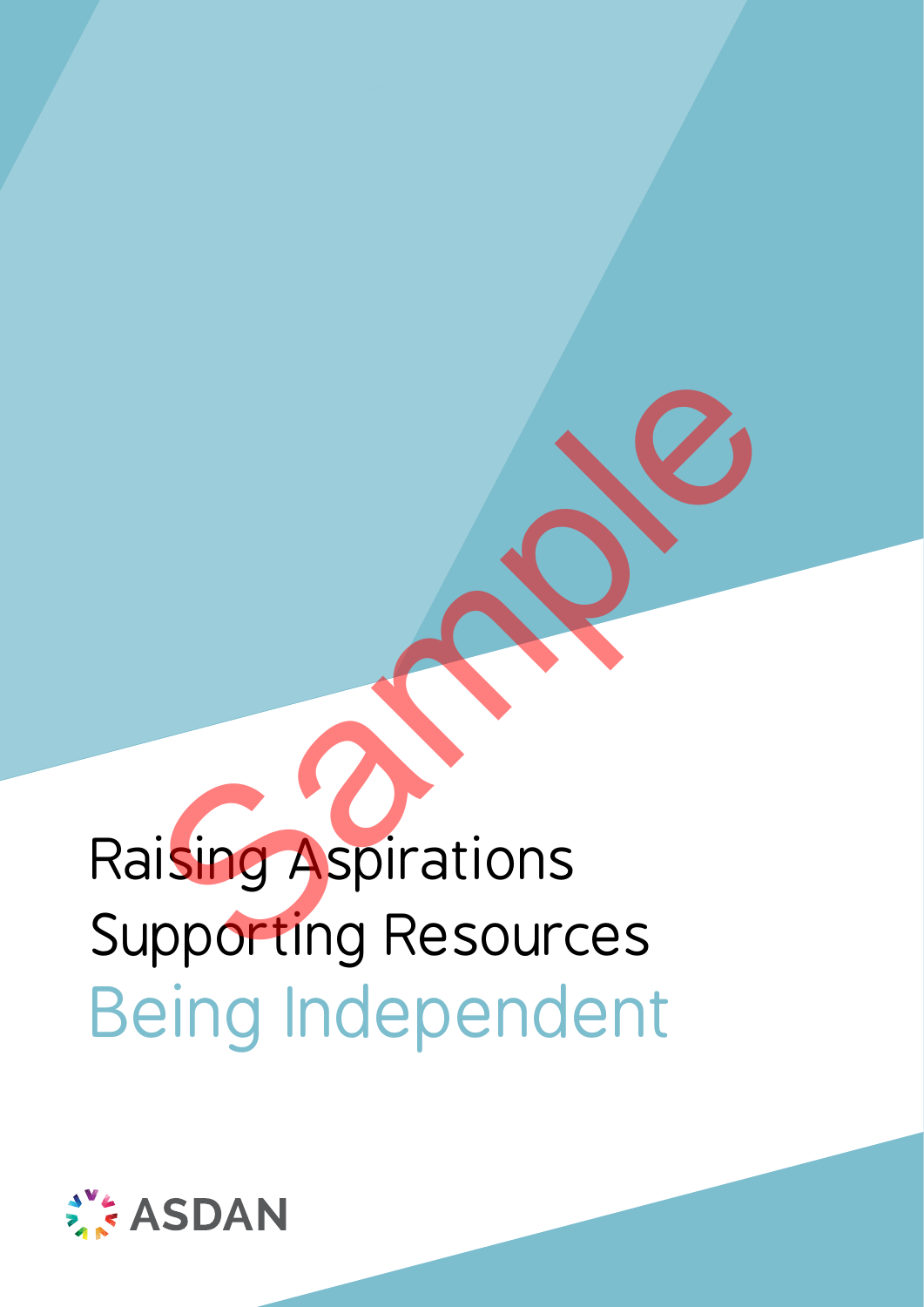# Raising Aspirations Supporting Resources

## Being Independent

ASDAN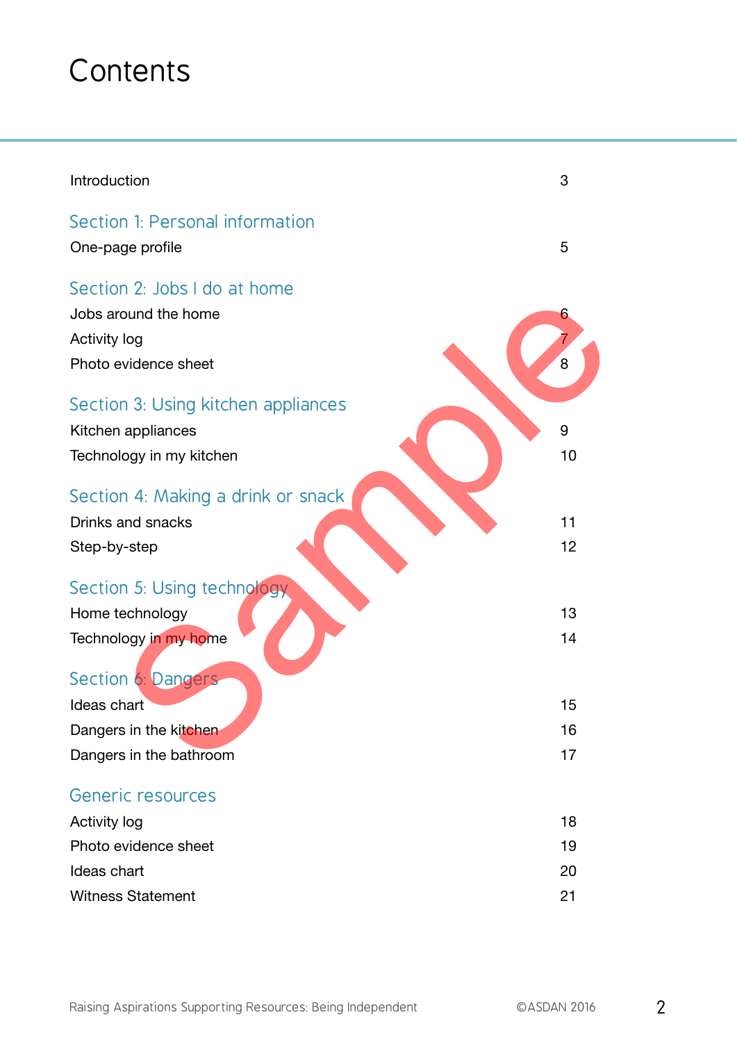# Contents

| | |
|---|---|
| Introduction | 3 |
| **Section 1: Personal information** | |
| One-page profile | 5 |
| **Section 2: Jobs I do at home** | |
| Jobs around the home | 6 |
| Activity log | 7 |
| Photo evidence sheet | 8 |
| **Section 3: Using kitchen appliances** | |
| Kitchen appliances | 9 |
| Technology in my kitchen | 10 |
| **Section 4: Making a drink or snack** | |
| Drinks and snacks | 11 |
| Step-by-step | 12 |
| **Section 5: Using technology** | |
| Home technology | 13 |
| Technology in my home | 14 |
| **Section 6: Dangers** | |
| Ideas chart | 15 |
| Dangers in the kitchen | 16 |
| Dangers in the bathroom | 17 |
| **Generic resources** | |
| Activity log | 18 |
| Photo evidence sheet | 19 |
| Ideas chart | 20 |
| Witness Statement | 21 |

Sample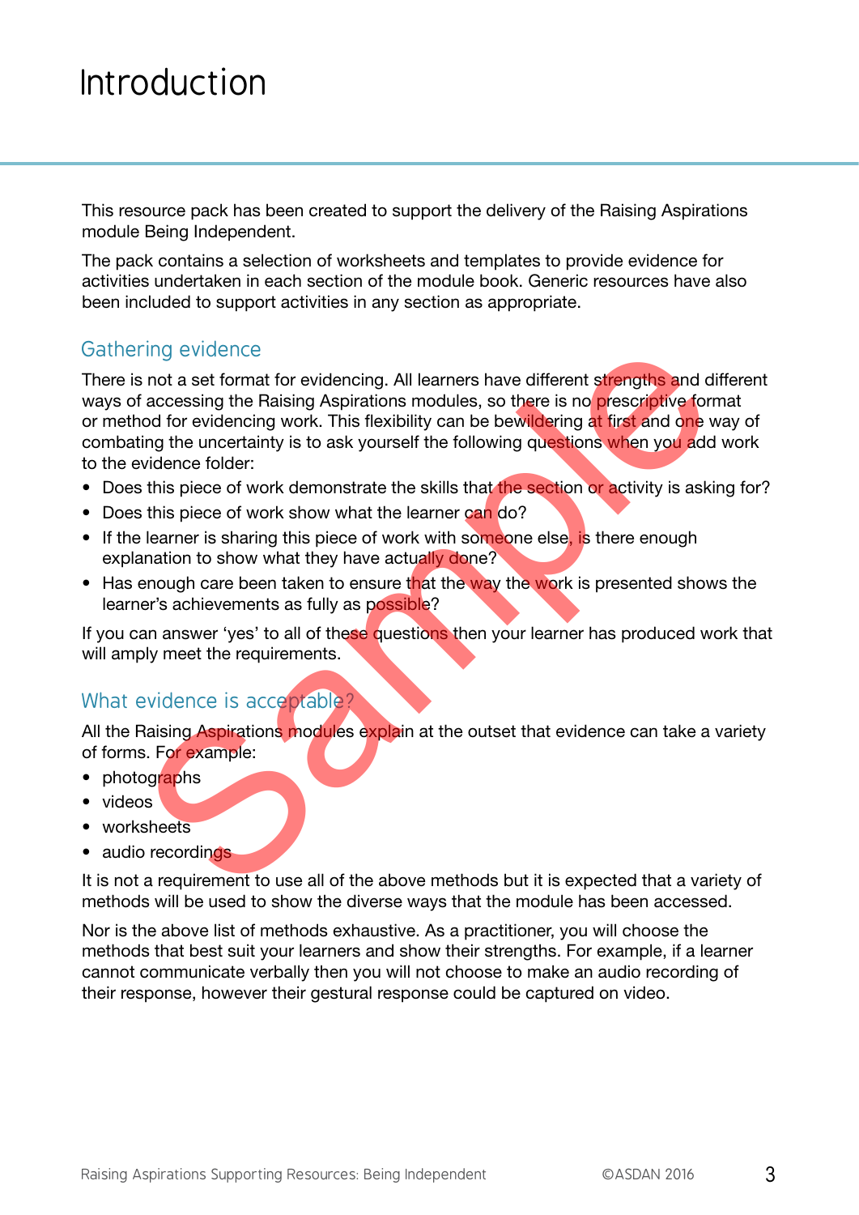# Introduction

This resource pack has been created to support the delivery of the Raising Aspirations module Being Independent.

The pack contains a selection of worksheets and templates to provide evidence for activities undertaken in each section of the module book. Generic resources have also been included to support activities in any section as appropriate.

## Gathering evidence

There is not a set format for evidencing. All learners have different strengths and different ways of accessing the Raising Aspirations modules, so there is no prescriptive format or method for evidencing work. This flexibility can be bewildering at first and one way of combating the uncertainty is to ask yourself the following questions when you add work to the evidence folder:

- Does this piece of work demonstrate the skills that the section or activity is asking for?
- Does this piece of work show what the learner can do?
- If the learner is sharing this piece of work with someone else, is there enough explanation to show what they have actually done?
- Has enough care been taken to ensure that the way the work is presented shows the learner's achievements as fully as possible?

If you can answer 'yes' to all of these questions then your learner has produced work that will amply meet the requirements.

## What evidence is acceptable?

All the Raising Aspirations modules explain at the outset that evidence can take a variety of forms. For example:

- photographs
- videos
- worksheets
- audio recordings

It is not a requirement to use all of the above methods but it is expected that a variety of methods will be used to show the diverse ways that the module has been accessed.

Nor is the above list of methods exhaustive. As a practitioner, you will choose the methods that best suit your learners and show their strengths. For example, if a learner cannot communicate verbally then you will not choose to make an audio recording of their response, however their gestural response could be captured on video.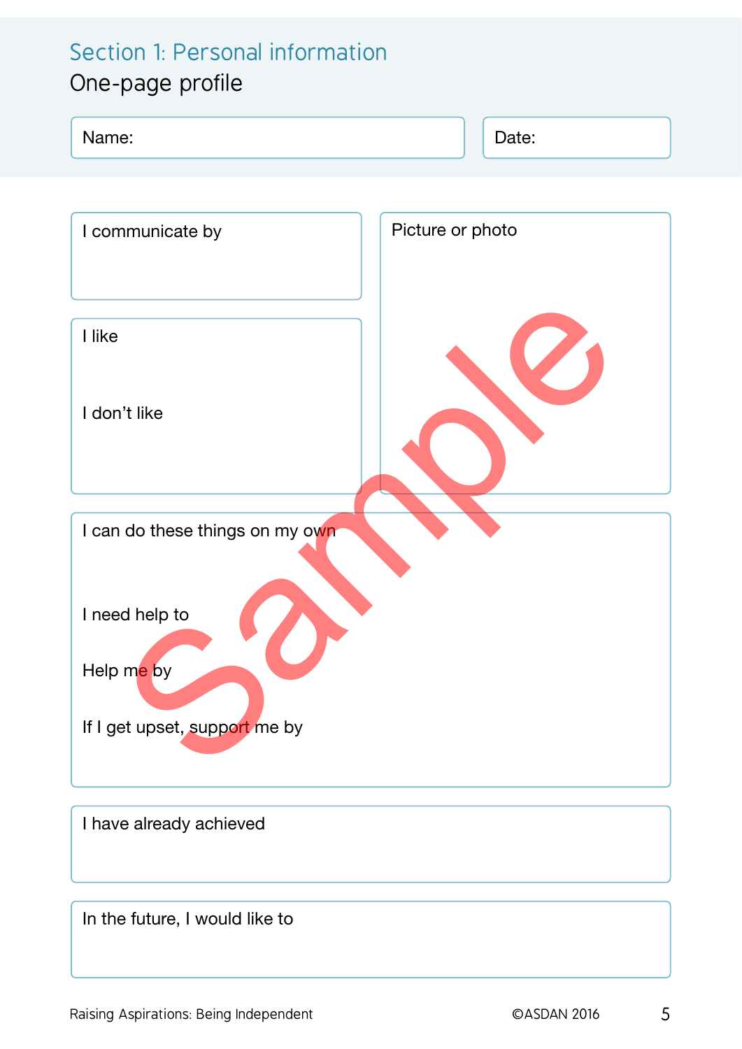## Section 1: Personal information

# One-page profile

Name:

Date:

I communicate by

Picture or photo

I like

I don't like

I can do these things on my own

I need help to

Help me by

If I get upset, support me by

I have already achieved

In the future, I would like to

Sample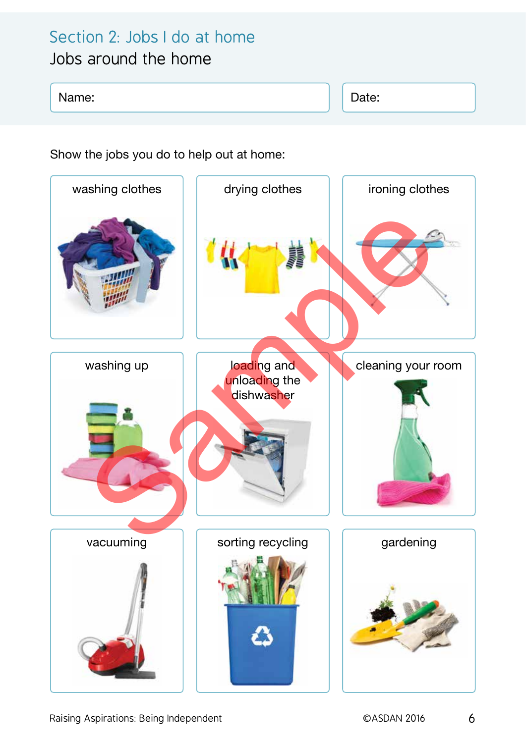## Section 2: Jobs I do at home

### Jobs around the home

| Name: | Date: |
|---|---|

Show the jobs you do to help out at home:

| washing clothes | drying clothes | ironing clothes |
|---|---|---|
| washing up | loading and unloading the dishwasher | cleaning your room |
| vacuuming | sorting recycling | gardening |

Raising Aspirations: Being Independent

©ASDAN 2016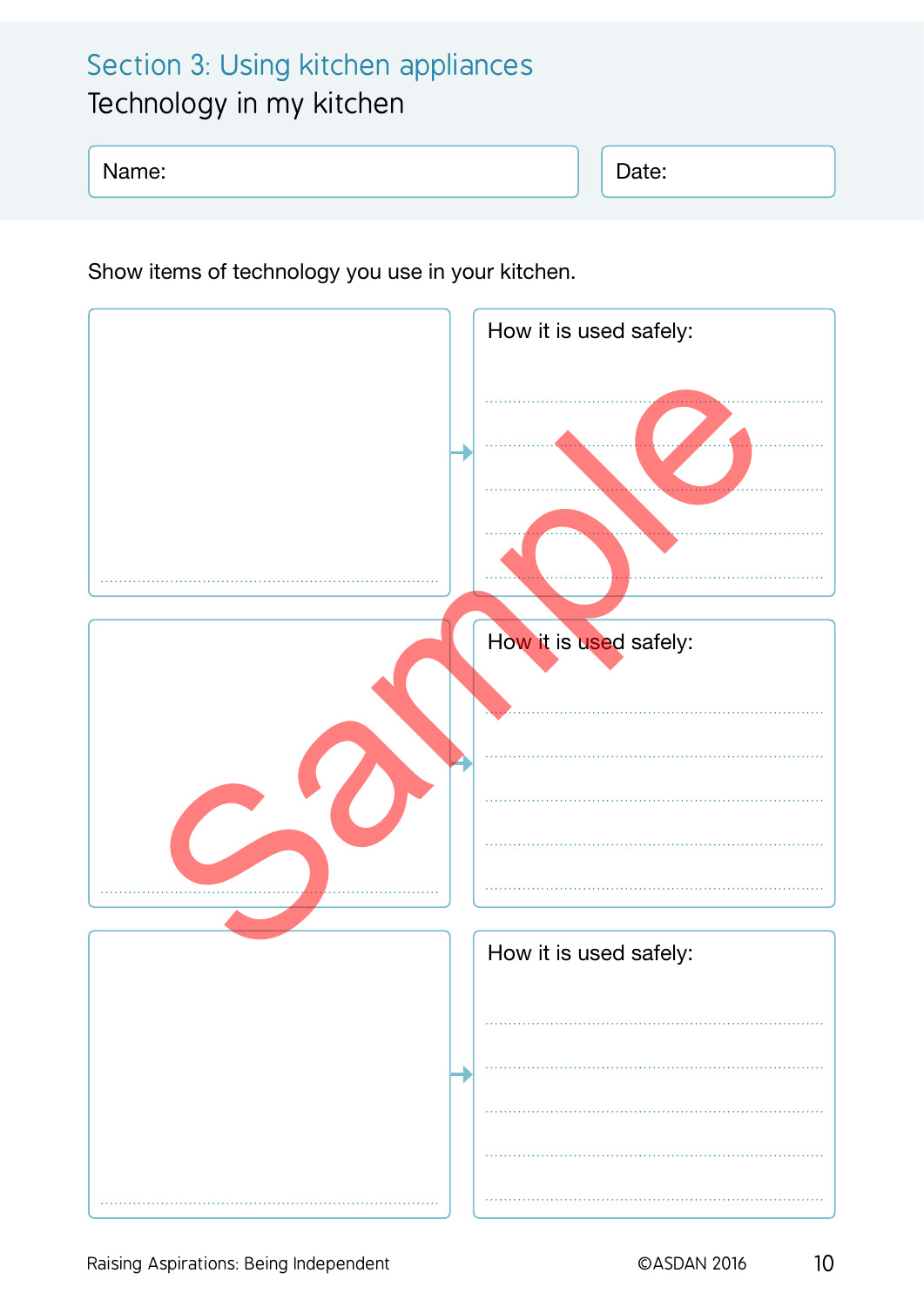## Section 3: Using kitchen appliances

### Technology in my kitchen

Name: | Date:

Show items of technology you use in your kitchen.

| | How it is used safely: |
|---|---|
| | |

| | How it is used safely: |
|---|---|
| | |

| | How it is used safely: |
|---|---|
| | |

Sample

Raising Aspirations: Being Independent

©ASDAN 2016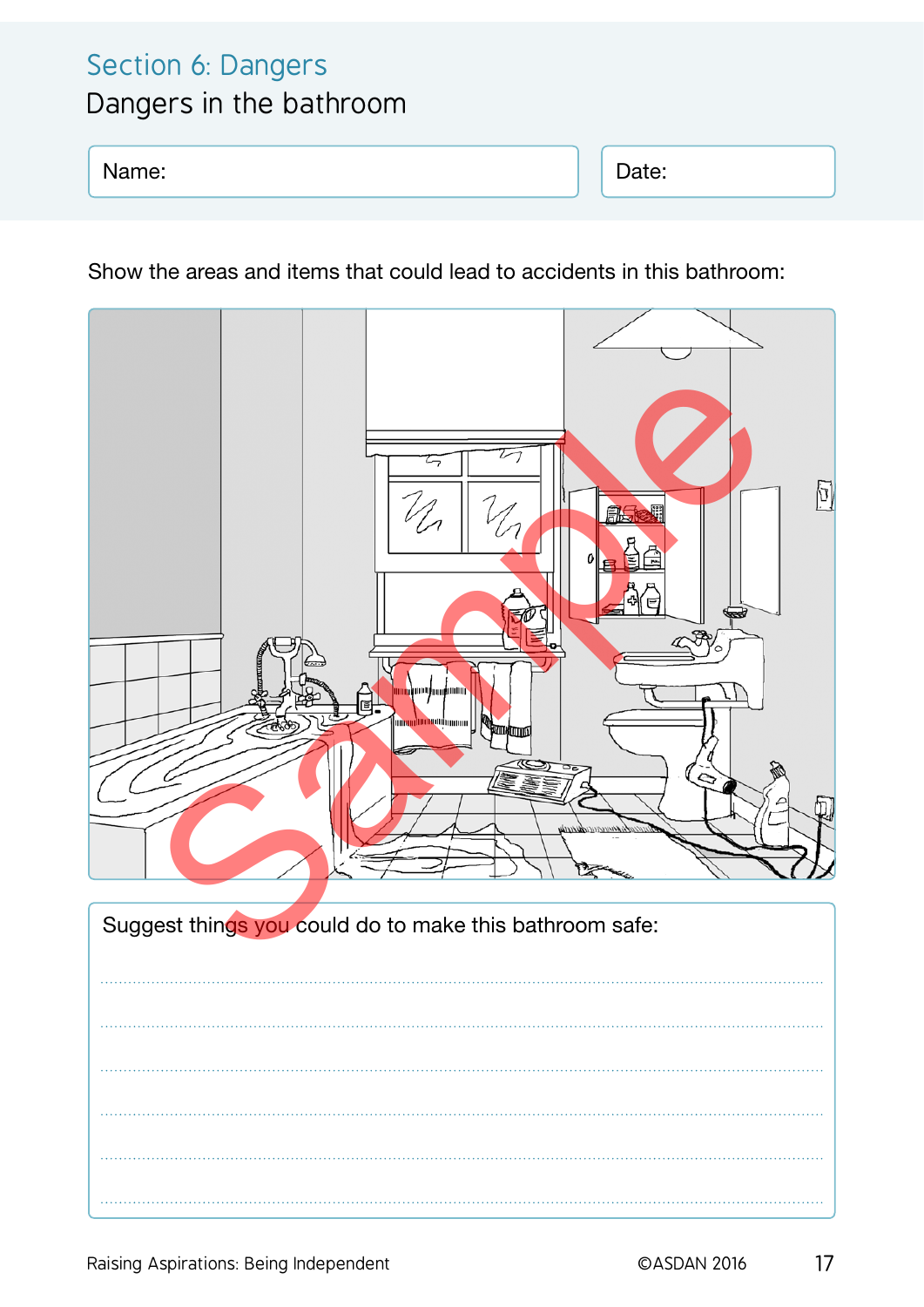## Section 6: Dangers

# Dangers in the bathroom

Name:

Date:

Show the areas and items that could lead to accidents in this bathroom:

Suggest things you could do to make this bathroom safe:

..........................................................................................

..........................................................................................

..........................................................................................

..........................................................................................

..........................................................................................

..........................................................................................

Raising Aspirations: Being Independent ©ASDAN 2016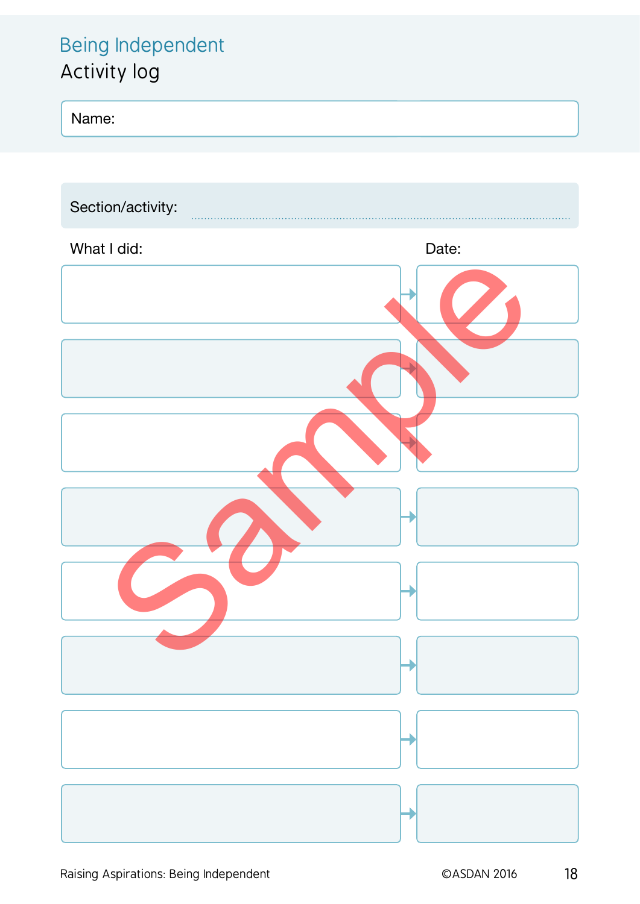## Being Independent

# Activity log

Name:

Section/activity: ....................................................................................................

| What I did: | Date: |
| --- | --- |
| | |
| | |
| | |
| | |
| | |
| | |
| | |
| | |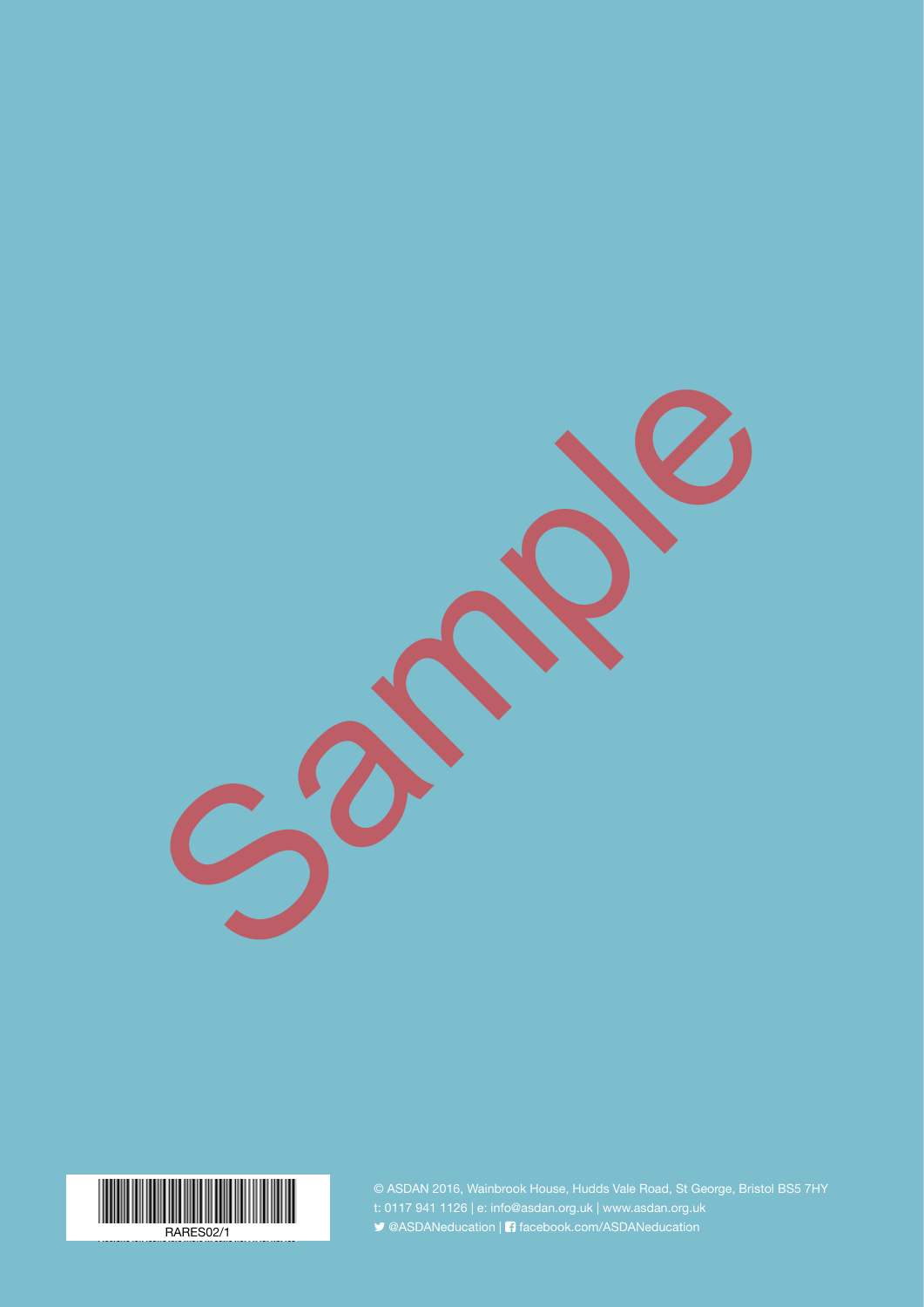Sample

RARES02/1

© ASDAN 2016, Wainbrook House, Hudds Vale Road, St George, Bristol BS5 7HY
t: 0117 941 1126 | e: info@asdan.org.uk | www.asdan.org.uk
@ASDANeducation | facebook.com/ASDANeducation